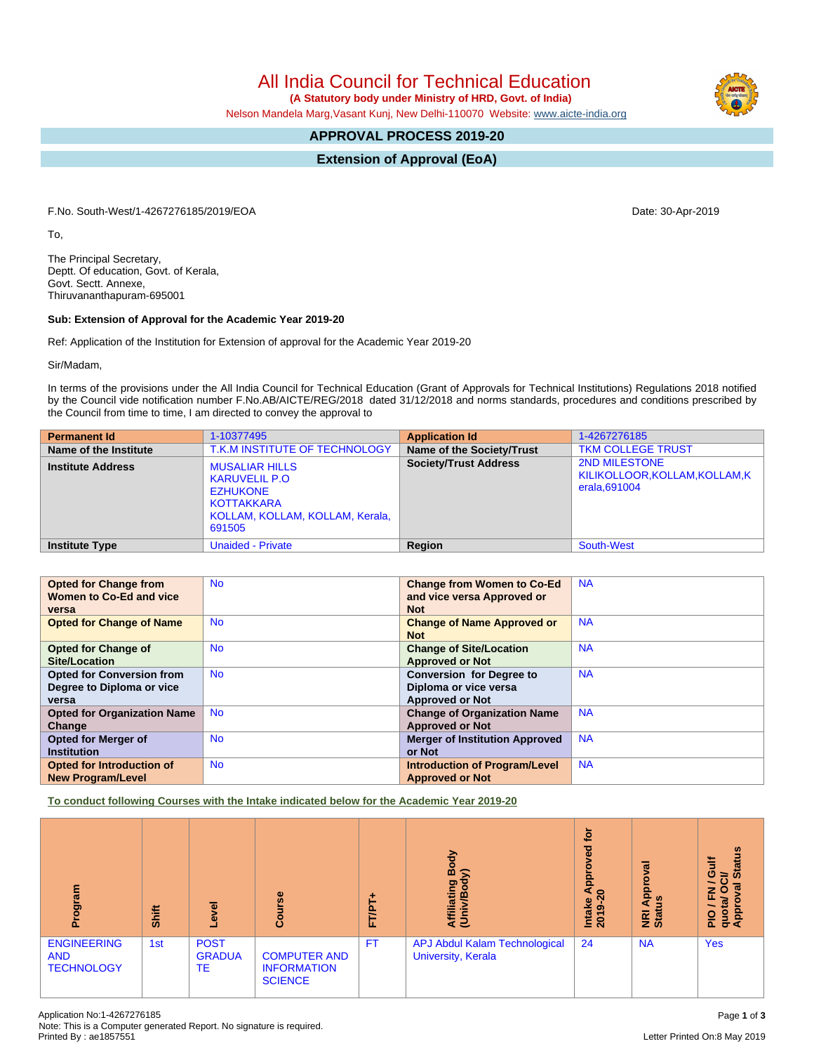# All India Council for Technical Education

**(A Statutory body under Ministry of HRD, Govt. of India)**

Nelson Mandela Marg,Vasant Kunj, New Delhi-110070 Website: www.aicte-india.org

## APPROVAL PROCESS 2019-20

## Extension of Approval (EoA)

F.No. South-West/1-4267276185/2019/EOA

Date: 30-Apr-2019

To,

The Principal Secretary,
Deptt. Of education, Govt. of Kerala,
Govt. Sectt. Annexe,
Thiruvananthapuram-695001

**Sub: Extension of Approval for the Academic Year 2019-20**

Ref: Application of the Institution for Extension of approval for the Academic Year 2019-20

Sir/Madam,

In terms of the provisions under the All India Council for Technical Education (Grant of Approvals for Technical Institutions) Regulations 2018 notified by the Council vide notification number F.No.AB/AICTE/REG/2018 dated 31/12/2018 and norms standards, procedures and conditions prescribed by the Council from time to time, I am directed to convey the approval to

| **Permanent Id** | 1-10377495 | **Application Id** | 1-4267276185 |
|---|---|---|---|
| **Name of the Institute** | T.K.M INSTITUTE OF TECHNOLOGY | **Name of the Society/Trust** | TKM COLLEGE TRUST |
| **Institute Address** | MUSALIAR HILLS KARUVELIL P.O EZHUKONE KOTTAKKARA KOLLAM, KOLLAM, KOLLAM, Kerala, 691505 | **Society/Trust Address** | 2ND MILESTONE KILIKOLLOOR,KOLLAM,KOLLAM,Kerala,691004 |
| **Institute Type** | Unaided - Private | **Region** | South-West |

| **Opted for Change from Women to Co-Ed and vice versa** | No | **Change from Women to Co-Ed and vice versa Approved or Not** | NA |
|---|---|---|---|
| **Opted for Change of Name** | No | **Change of Name Approved or Not** | NA |
| **Opted for Change of Site/Location** | No | **Change of Site/Location Approved or Not** | NA |
| **Opted for Conversion from Degree to Diploma or vice versa** | No | **Conversion for Degree to Diploma or vice versa Approved or Not** | NA |
| **Opted for Organization Name Change** | No | **Change of Organization Name Approved or Not** | NA |
| **Opted for Merger of Institution** | No | **Merger of Institution Approved or Not** | NA |
| **Opted for Introduction of New Program/Level** | No | **Introduction of Program/Level Approved or Not** | NA |

**To conduct following Courses with the Intake indicated below for the Academic Year 2019-20**

| Program | Shift | Level | Course | FT/PT+ | Affiliating Body (Univ/Body) | Intake Approved for 2019-20 | NRI Approval Status | PIO / FN / Gulf quota/ OCI/ Approval Status |
|---|---|---|---|---|---|---|---|---|
| ENGINEERING AND TECHNOLOGY | 1st | POST GRADUATE | COMPUTER AND INFORMATION SCIENCE | FT | APJ Abdul Kalam Technological University, Kerala | 24 | NA | Yes |

Application No:1-4267276185
Note: This is a Computer generated Report. No signature is required.
Printed By : ae1857551

Letter Printed On:8 May 2019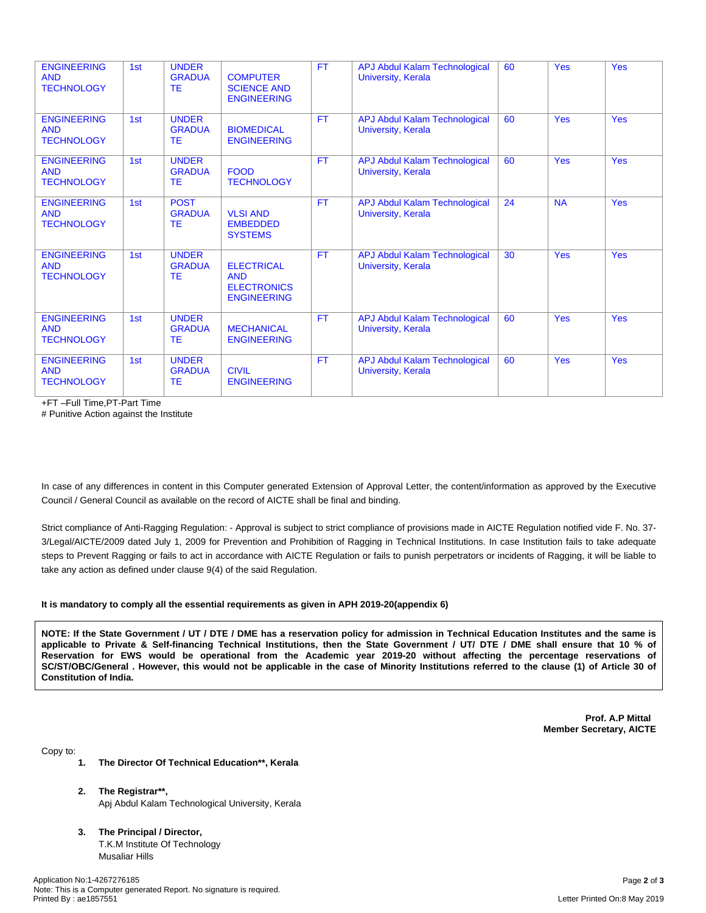| ENGINEERING AND TECHNOLOGY | 1st | UNDER GRADUATE | COMPUTER SCIENCE AND ENGINEERING | FT | APJ Abdul Kalam Technological University, Kerala | 60 | Yes | Yes |
|---|---|---|---|---|---|---|---|---|
| ENGINEERING AND TECHNOLOGY | 1st | UNDER GRADUATE | BIOMEDICAL ENGINEERING | FT | APJ Abdul Kalam Technological University, Kerala | 60 | Yes | Yes |
| ENGINEERING AND TECHNOLOGY | 1st | UNDER GRADUATE | FOOD TECHNOLOGY | FT | APJ Abdul Kalam Technological University, Kerala | 60 | Yes | Yes |
| ENGINEERING AND TECHNOLOGY | 1st | POST GRADUATE | VLSI AND EMBEDDED SYSTEMS | FT | APJ Abdul Kalam Technological University, Kerala | 24 | NA | Yes |
| ENGINEERING AND TECHNOLOGY | 1st | UNDER GRADUATE | ELECTRICAL AND ELECTRONICS ENGINEERING | FT | APJ Abdul Kalam Technological University, Kerala | 30 | Yes | Yes |
| ENGINEERING AND TECHNOLOGY | 1st | UNDER GRADUATE | MECHANICAL ENGINEERING | FT | APJ Abdul Kalam Technological University, Kerala | 60 | Yes | Yes |
| ENGINEERING AND TECHNOLOGY | 1st | UNDER GRADUATE | CIVIL ENGINEERING | FT | APJ Abdul Kalam Technological University, Kerala | 60 | Yes | Yes |

+FT –Full Time,PT-Part Time

# Punitive Action against the Institute

In case of any differences in content in this Computer generated Extension of Approval Letter, the content/information as approved by the Executive Council / General Council as available on the record of AICTE shall be final and binding.

Strict compliance of Anti-Ragging Regulation: - Approval is subject to strict compliance of provisions made in AICTE Regulation notified vide F. No. 37-3/Legal/AICTE/2009 dated July 1, 2009 for Prevention and Prohibition of Ragging in Technical Institutions. In case Institution fails to take adequate steps to Prevent Ragging or fails to act in accordance with AICTE Regulation or fails to punish perpetrators or incidents of Ragging, it will be liable to take any action as defined under clause 9(4) of the said Regulation.

**It is mandatory to comply all the essential requirements as given in APH 2019-20(appendix 6)**

**NOTE: If the State Government / UT / DTE / DME has a reservation policy for admission in Technical Education Institutes and the same is applicable to Private & Self-financing Technical Institutions, then the State Government / UT/ DTE / DME shall ensure that 10 % of Reservation for EWS would be operational from the Academic year 2019-20 without affecting the percentage reservations of SC/ST/OBC/General . However, this would not be applicable in the case of Minority Institutions referred to the clause (1) of Article 30 of Constitution of India.**

**Prof. A.P Mittal**
**Member Secretary, AICTE**

Copy to:

1. **The Director Of Technical Education**\*\*, Kerala
2. **The Registrar**\*\*,
   Apj Abdul Kalam Technological University, Kerala
3. **The Principal / Director,**
   T.K.M Institute Of Technology
   Musaliar Hills

Application No:1-4267276185
Note: This is a Computer generated Report. No signature is required.
Printed By : ae1857551

Letter Printed On:8 May 2019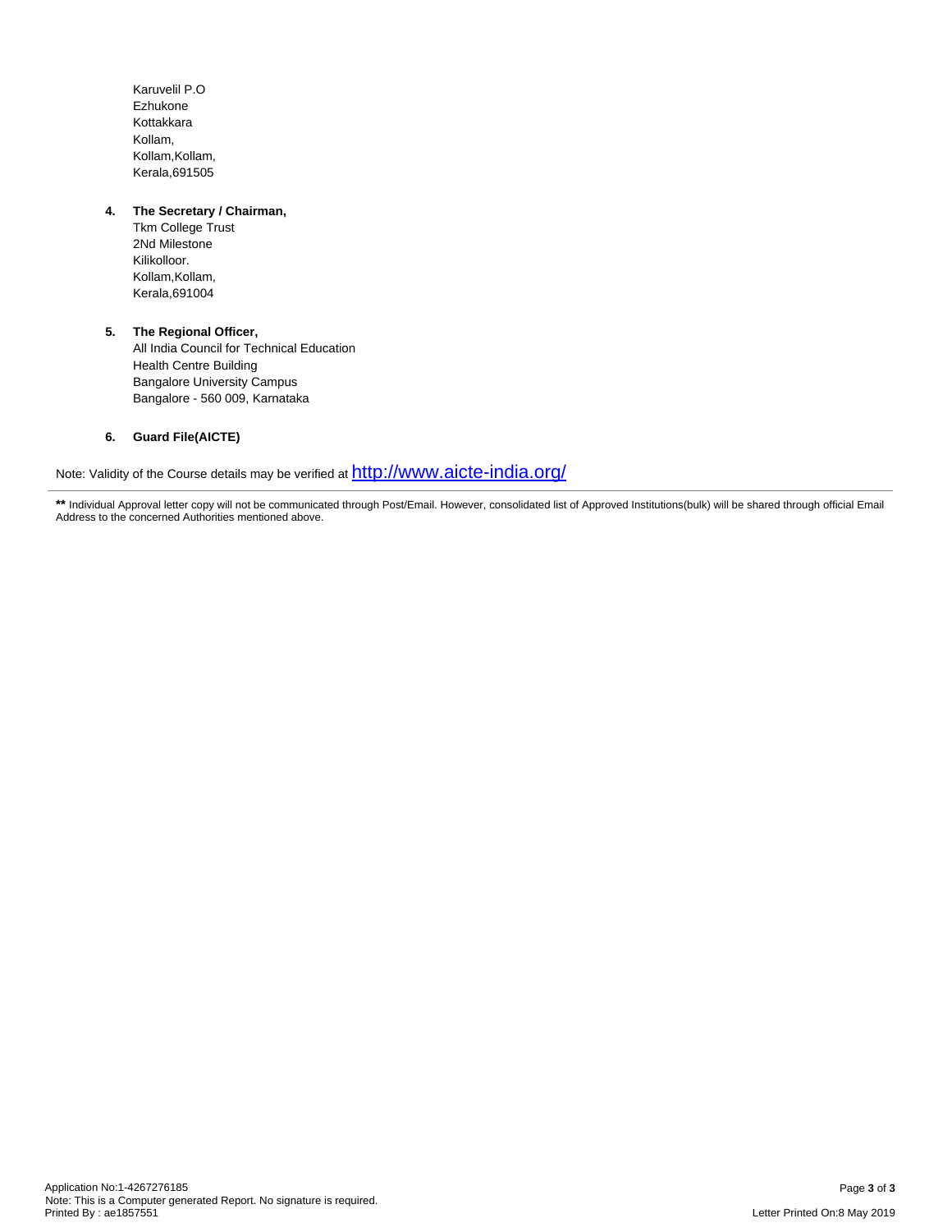Karuvelil P.O
Ezhukone
Kottakkara
Kollam,
Kollam,Kollam,
Kerala,691505

4. **The Secretary / Chairman,**
   Tkm College Trust
   2Nd Milestone
   Kilikolloor.
   Kollam,Kollam,
   Kerala,691004

5. **The Regional Officer,**
   All India Council for Technical Education
   Health Centre Building
   Bangalore University Campus
   Bangalore - 560 009, Karnataka

6. **Guard File(AICTE)**

Note: Validity of the Course details may be verified at http://www.aicte-india.org/

---

**\*\*** Individual Approval letter copy will not be communicated through Post/Email. However, consolidated list of Approved Institutions(bulk) will be shared through official Email Address to the concerned Authorities mentioned above.

Application No:1-4267276185
Note: This is a Computer generated Report. No signature is required.
Printed By : ae1857551

Letter Printed On:8 May 2019